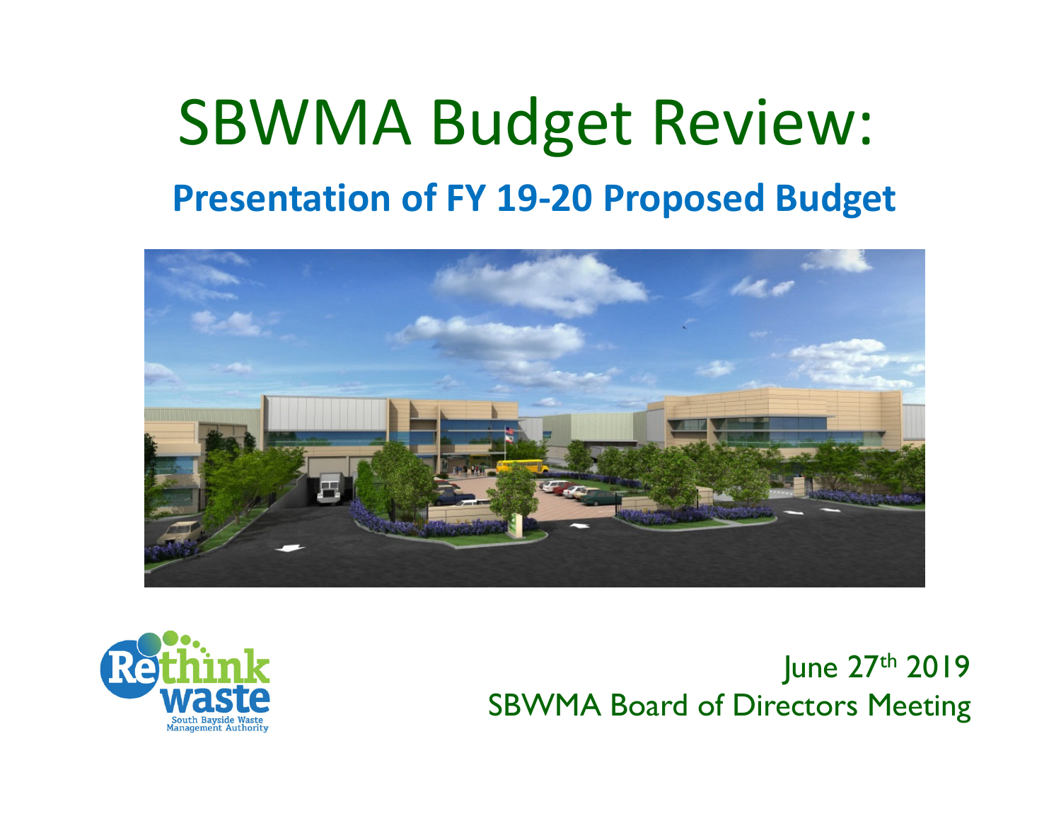# SBWMA Budget Review:

## Presentation of FY 19-20 Proposed Budget

June 27th 2019
SBWMA Board of Directors Meeting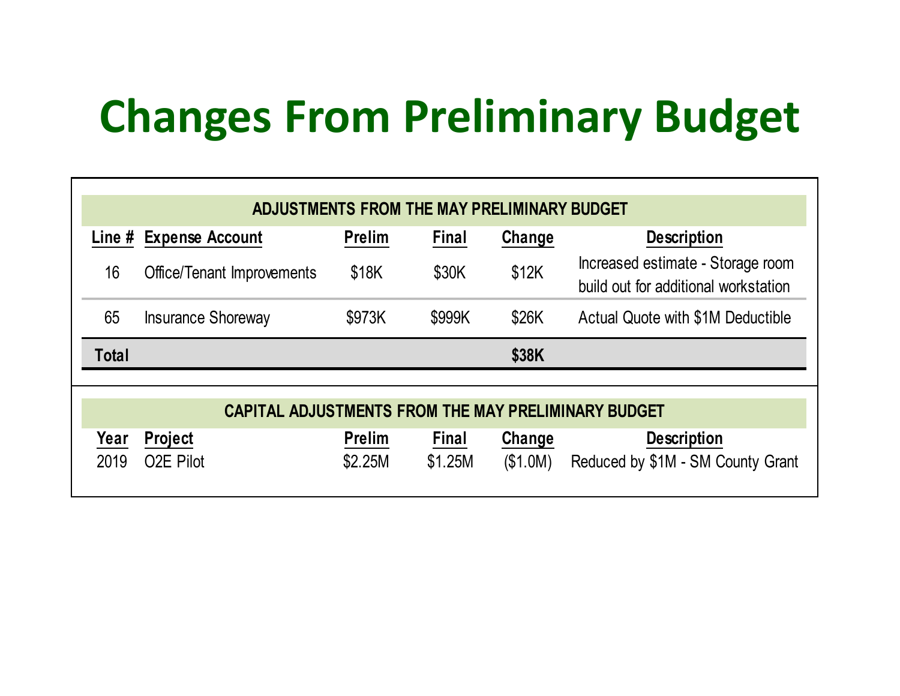# Changes From Preliminary Budget

| ADJUSTMENTS FROM THE MAY PRELIMINARY BUDGET | | | | | |
|---|---|---|---|---|---|
| **Line #** | **Expense Account** | **Prelim** | **Final** | **Change** | **Description** |
| 16 | Office/Tenant Improvements | $18K | $30K | $12K | Increased estimate - Storage room build out for additional workstation |
| 65 | Insurance Shoreway | $973K | $999K | $26K | Actual Quote with $1M Deductible |
| **Total** | | | | **$38K** | |

| CAPITAL ADJUSTMENTS FROM THE MAY PRELIMINARY BUDGET | | | | | |
|---|---|---|---|---|---|
| **Year** | **Project** | **Prelim** | **Final** | **Change** | **Description** |
| 2019 | O2E Pilot | $2.25M | $1.25M | ($1.0M) | Reduced by $1M - SM County Grant |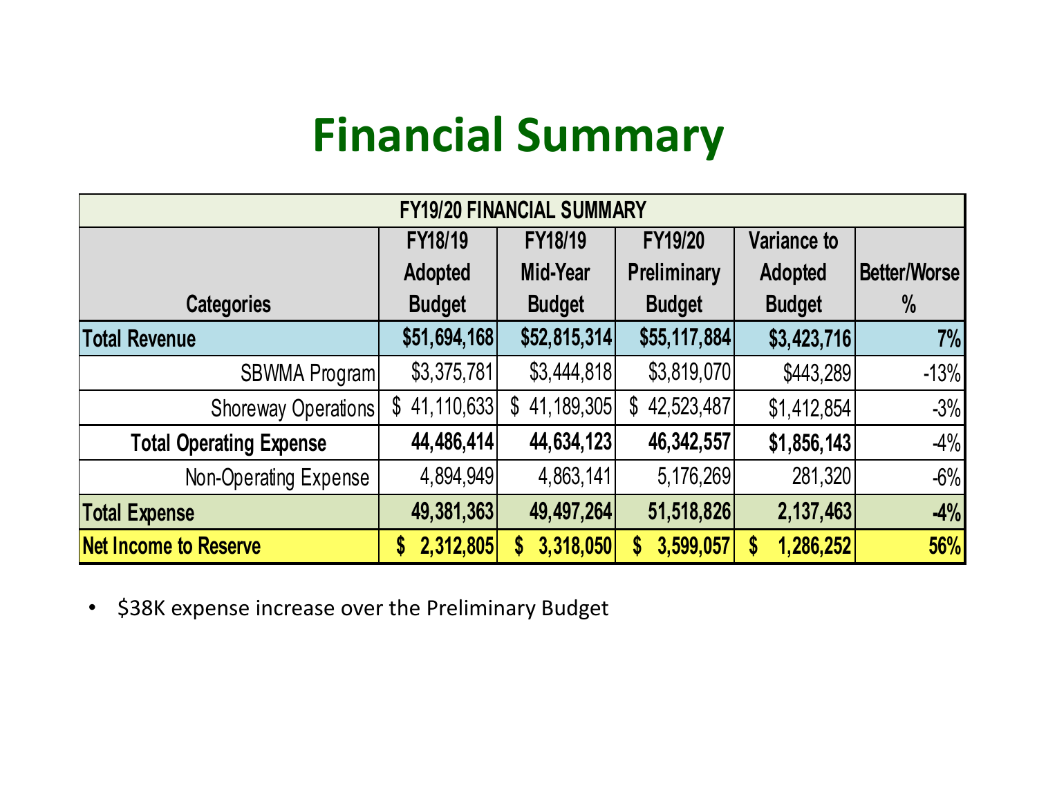# Financial Summary

| FY19/20 FINANCIAL SUMMARY | | | | | |
|---|---|---|---|---|---|
| Categories | FY18/19 Adopted Budget | FY18/19 Mid-Year Budget | FY19/20 Preliminary Budget | Variance to Adopted Budget | Better/Worse % |
| **Total Revenue** | **$51,694,168** | **$52,815,314** | **$55,117,884** | **$3,423,716** | **7%** |
| SBWMA Program | $3,375,781 | $3,444,818 | $3,819,070 | $443,289 | -13% |
| Shoreway Operations | $ 41,110,633 | $ 41,189,305 | $ 42,523,487 | $1,412,854 | -3% |
| **Total Operating Expense** | **44,486,414** | **44,634,123** | **46,342,557** | **$1,856,143** | -4% |
| Non-Operating Expense | 4,894,949 | 4,863,141 | 5,176,269 | 281,320 | -6% |
| **Total Expense** | **49,381,363** | **49,497,264** | **51,518,826** | **2,137,463** | **-4%** |
| **Net Income to Reserve** | **$ 2,312,805** | **$ 3,318,050** | **$ 3,599,057** | **$ 1,286,252** | **56%** |

- $38K expense increase over the Preliminary Budget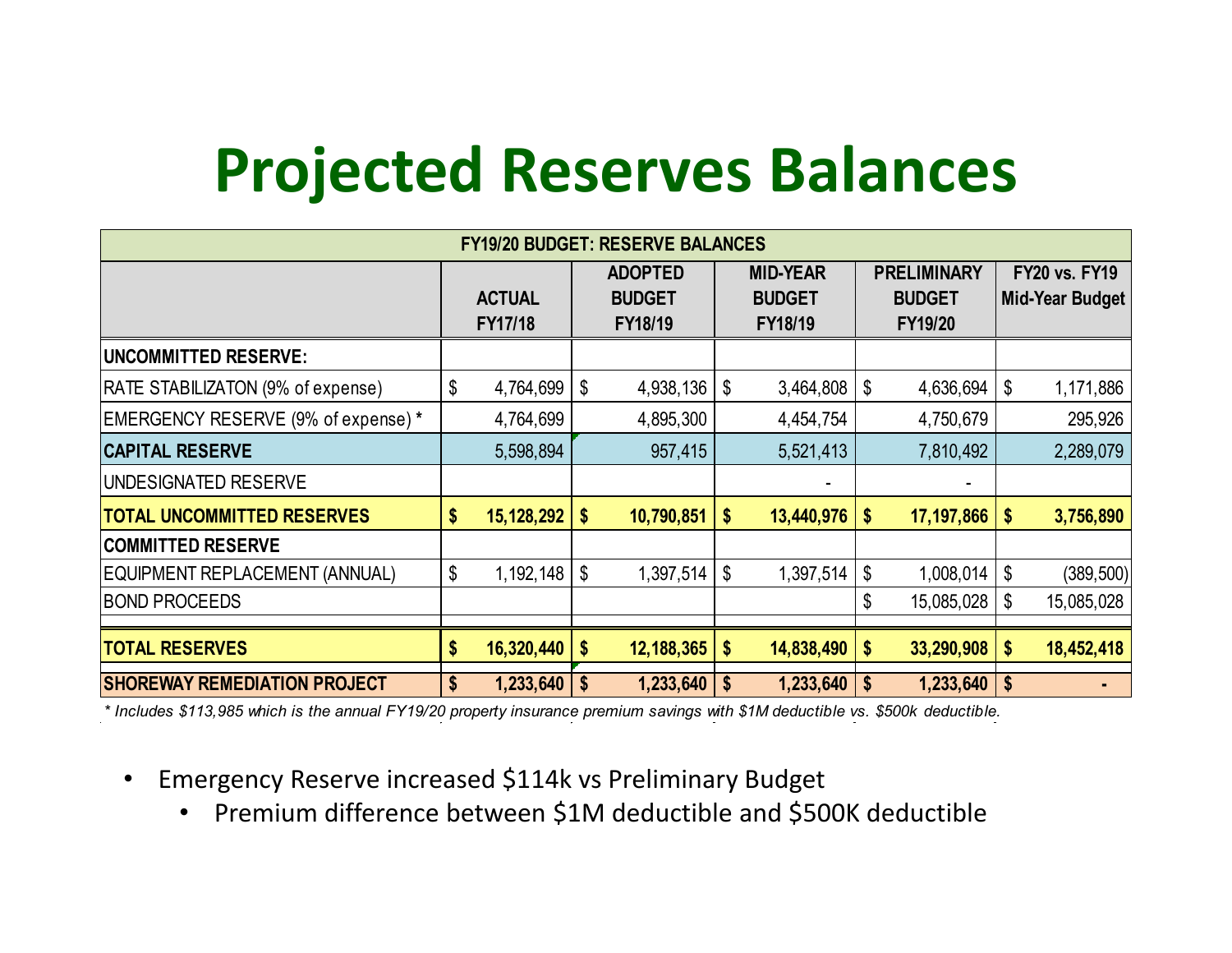# Projected Reserves Balances

| FY19/20 BUDGET: RESERVE BALANCES | | | | | |
|---|---|---|---|---|---|
| | ACTUAL FY17/18 | ADOPTED BUDGET FY18/19 | MID-YEAR BUDGET FY18/19 | PRELIMINARY BUDGET FY19/20 | FY20 vs. FY19 Mid-Year Budget |
| **UNCOMMITTED RESERVE:** | | | | | |
| RATE STABILIZATON (9% of expense) | $ 4,764,699 | $ 4,938,136 | $ 3,464,808 | $ 4,636,694 | $ 1,171,886 |
| EMERGENCY RESERVE (9% of expense) * | 4,764,699 | 4,895,300 | 4,454,754 | 4,750,679 | 295,926 |
| **CAPITAL RESERVE** | 5,598,894 | 957,415 | 5,521,413 | 7,810,492 | 2,289,079 |
| UNDESIGNATED RESERVE | | | - | - | |
| **TOTAL UNCOMMITTED RESERVES** | **$ 15,128,292** | **$ 10,790,851** | **$ 13,440,976** | **$ 17,197,866** | **$ 3,756,890** |
| **COMMITTED RESERVE** | | | | | |
| EQUIPMENT REPLACEMENT (ANNUAL) | $ 1,192,148 | $ 1,397,514 | $ 1,397,514 | $ 1,008,014 | $ (389,500) |
| BOND PROCEEDS | | | | $ 15,085,028 | $ 15,085,028 |
| **TOTAL RESERVES** | **$ 16,320,440** | **$ 12,188,365** | **$ 14,838,490** | **$ 33,290,908** | **$ 18,452,418** |
| **SHOREWAY REMEDIATION PROJECT** | **$ 1,233,640** | **$ 1,233,640** | **$ 1,233,640** | **$ 1,233,640** | **$ -** |

*\* Includes $113,985 which is the annual FY19/20 property insurance premium savings with $1M deductible vs. $500k deductible.*

- Emergency Reserve increased $114k vs Preliminary Budget
  - Premium difference between $1M deductible and $500K deductible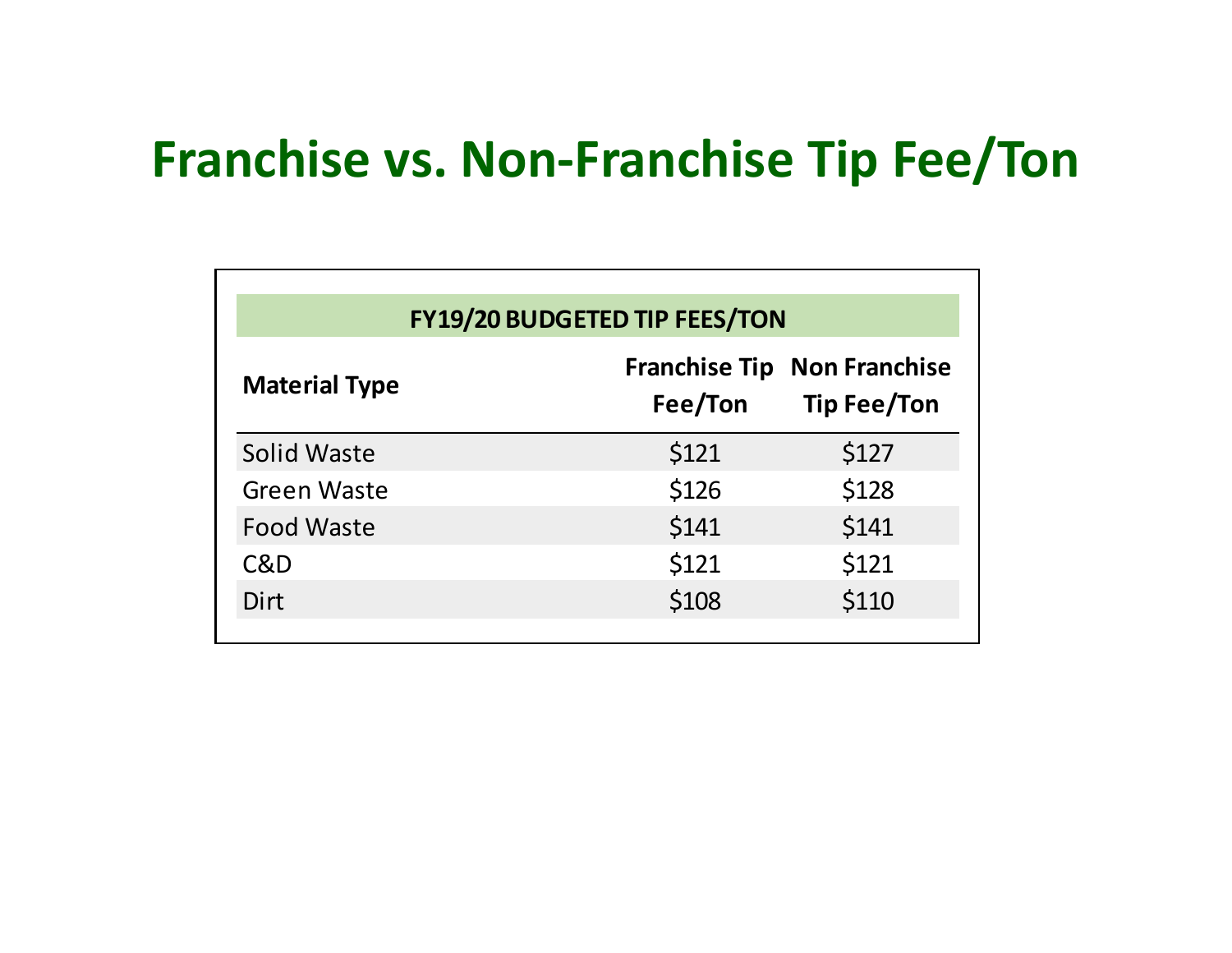# Franchise vs. Non-Franchise Tip Fee/Ton

| FY19/20 BUDGETED TIP FEES/TON | | |
|---|---|---|
| **Material Type** | **Franchise Tip Fee/Ton** | **Non Franchise Tip Fee/Ton** |
| Solid Waste | $121 | $127 |
| Green Waste | $126 | $128 |
| Food Waste | $141 | $141 |
| C&D | $121 | $121 |
| Dirt | $108 | $110 |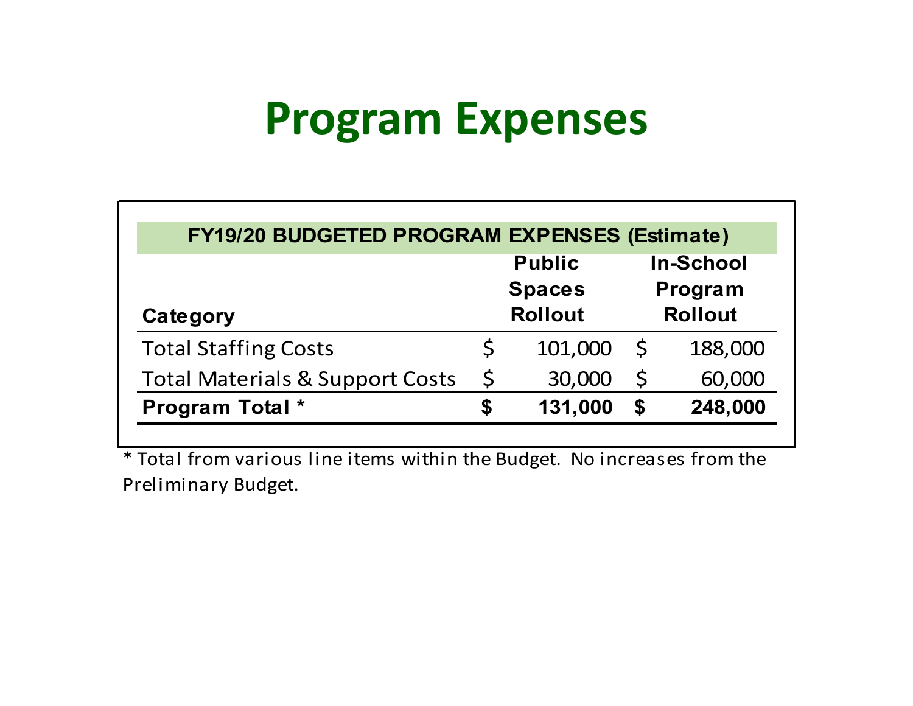# Program Expenses

| FY19/20 BUDGETED PROGRAM EXPENSES (Estimate) | | |
|---|---|---|
| **Category** | **Public Spaces Rollout** | **In-School Program Rollout** |
| Total Staffing Costs | $ 101,000 | $ 188,000 |
| Total Materials & Support Costs | $ 30,000 | $ 60,000 |
| **Program Total *** | **$ 131,000** | **$ 248,000** |

* Total from various line items within the Budget. No increases from the Preliminary Budget.